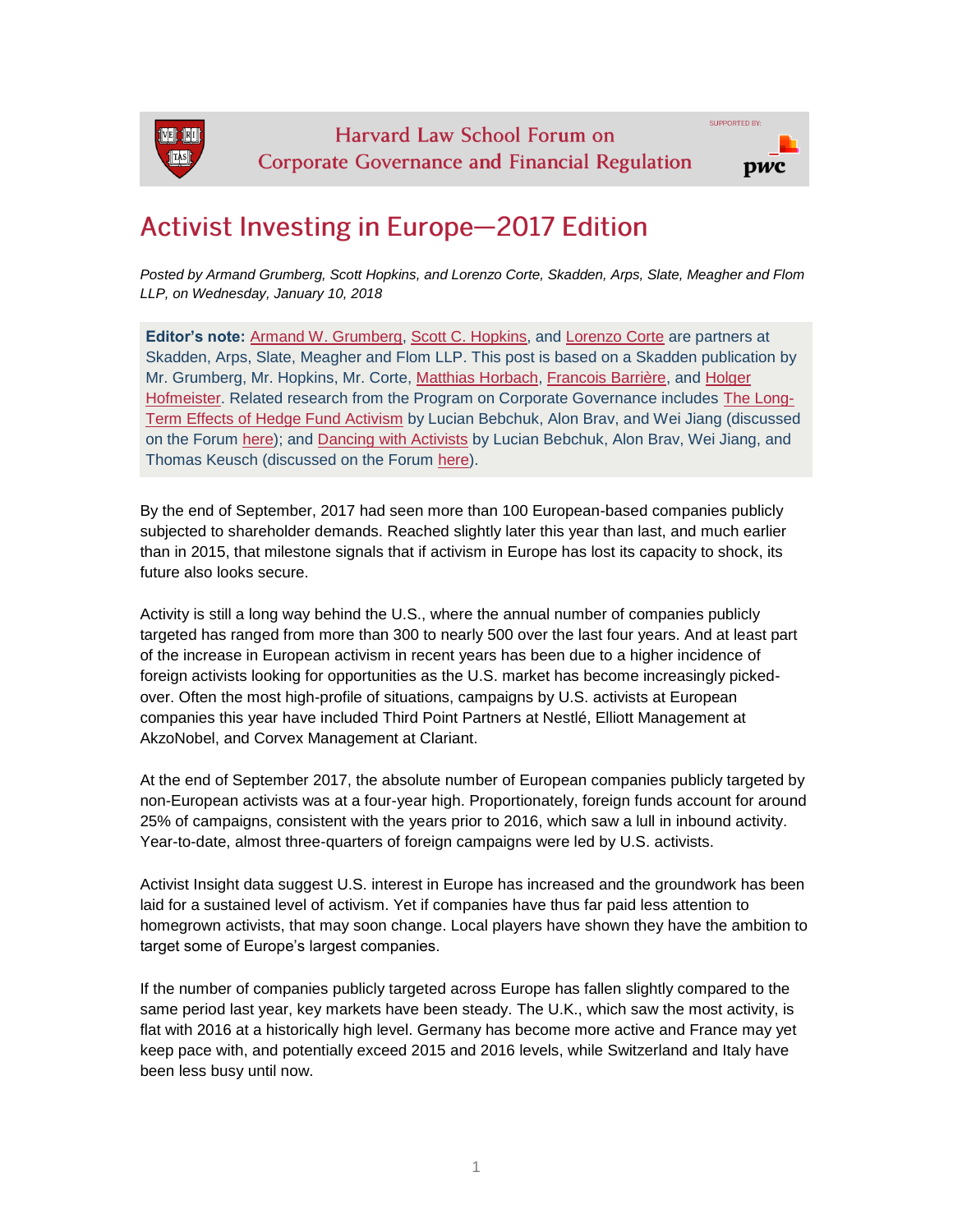Harvard Law School Forum on Corporate Governance and Financial Regulation

# Activist Investing in Europe—2017 Edition

*Posted by Armand Grumberg, Scott Hopkins, and Lorenzo Corte, Skadden, Arps, Slate, Meagher and Flom LLP, on Wednesday, January 10, 2018*

**Editor's note:** Armand W. Grumberg, Scott C. Hopkins, and Lorenzo Corte are partners at Skadden, Arps, Slate, Meagher and Flom LLP. This post is based on a Skadden publication by Mr. Grumberg, Mr. Hopkins, Mr. Corte, Matthias Horbach, Francois Barrière, and Holger Hofmeister. Related research from the Program on Corporate Governance includes The Long-Term Effects of Hedge Fund Activism by Lucian Bebchuk, Alon Brav, and Wei Jiang (discussed on the Forum here); and Dancing with Activists by Lucian Bebchuk, Alon Brav, Wei Jiang, and Thomas Keusch (discussed on the Forum here).

By the end of September, 2017 had seen more than 100 European-based companies publicly subjected to shareholder demands. Reached slightly later this year than last, and much earlier than in 2015, that milestone signals that if activism in Europe has lost its capacity to shock, its future also looks secure.

Activity is still a long way behind the U.S., where the annual number of companies publicly targeted has ranged from more than 300 to nearly 500 over the last four years. And at least part of the increase in European activism in recent years has been due to a higher incidence of foreign activists looking for opportunities as the U.S. market has become increasingly picked-over. Often the most high-profile of situations, campaigns by U.S. activists at European companies this year have included Third Point Partners at Nestlé, Elliott Management at AkzoNobel, and Corvex Management at Clariant.

At the end of September 2017, the absolute number of European companies publicly targeted by non-European activists was at a four-year high. Proportionately, foreign funds account for around 25% of campaigns, consistent with the years prior to 2016, which saw a lull in inbound activity. Year-to-date, almost three-quarters of foreign campaigns were led by U.S. activists.

Activist Insight data suggest U.S. interest in Europe has increased and the groundwork has been laid for a sustained level of activism. Yet if companies have thus far paid less attention to homegrown activists, that may soon change. Local players have shown they have the ambition to target some of Europe's largest companies.

If the number of companies publicly targeted across Europe has fallen slightly compared to the same period last year, key markets have been steady. The U.K., which saw the most activity, is flat with 2016 at a historically high level. Germany has become more active and France may yet keep pace with, and potentially exceed 2015 and 2016 levels, while Switzerland and Italy have been less busy until now.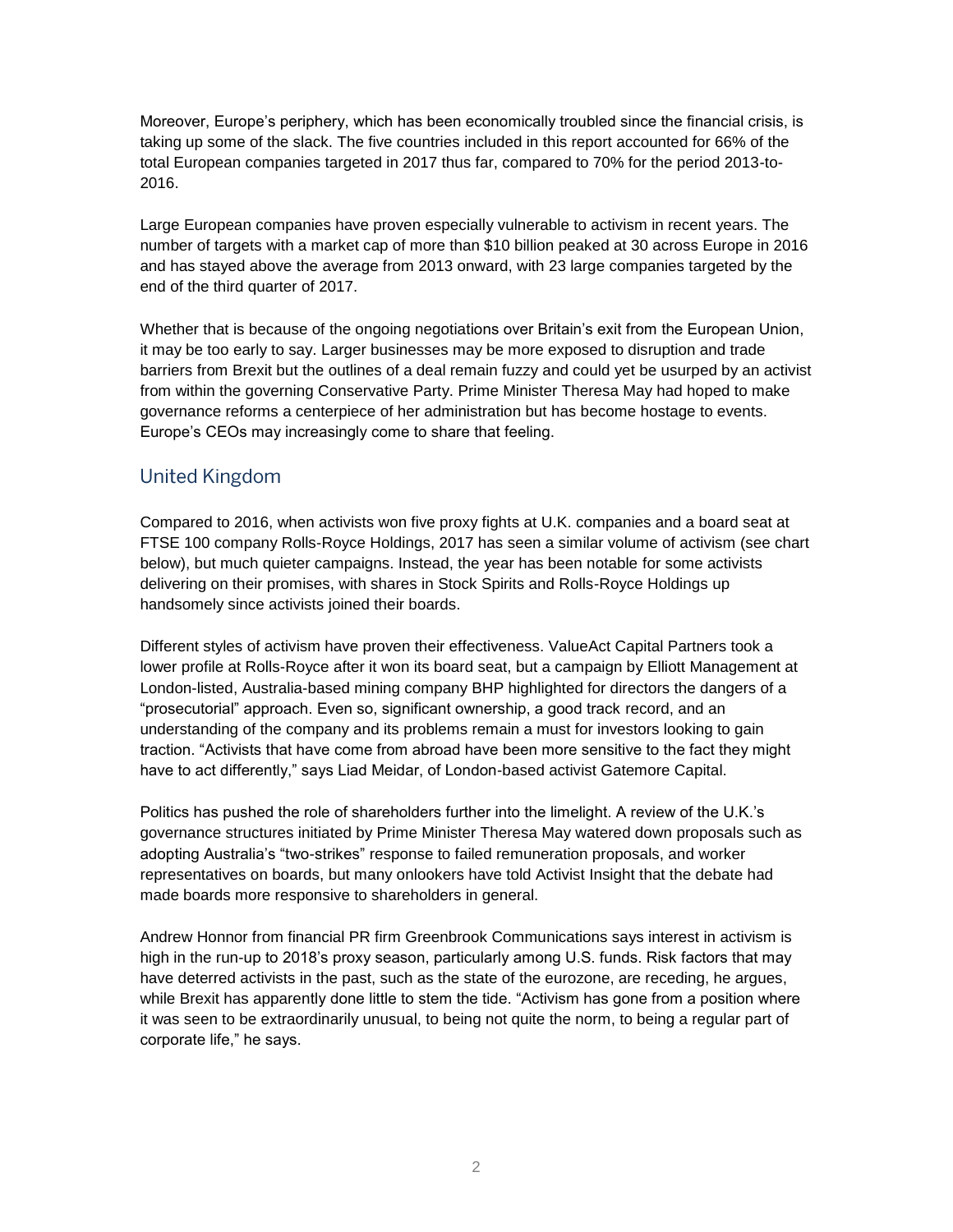Moreover, Europe's periphery, which has been economically troubled since the financial crisis, is taking up some of the slack. The five countries included in this report accounted for 66% of the total European companies targeted in 2017 thus far, compared to 70% for the period 2013-to-2016.

Large European companies have proven especially vulnerable to activism in recent years. The number of targets with a market cap of more than $10 billion peaked at 30 across Europe in 2016 and has stayed above the average from 2013 onward, with 23 large companies targeted by the end of the third quarter of 2017.

Whether that is because of the ongoing negotiations over Britain's exit from the European Union, it may be too early to say. Larger businesses may be more exposed to disruption and trade barriers from Brexit but the outlines of a deal remain fuzzy and could yet be usurped by an activist from within the governing Conservative Party. Prime Minister Theresa May had hoped to make governance reforms a centerpiece of her administration but has become hostage to events. Europe's CEOs may increasingly come to share that feeling.

## United Kingdom

Compared to 2016, when activists won five proxy fights at U.K. companies and a board seat at FTSE 100 company Rolls-Royce Holdings, 2017 has seen a similar volume of activism (see chart below), but much quieter campaigns. Instead, the year has been notable for some activists delivering on their promises, with shares in Stock Spirits and Rolls-Royce Holdings up handsomely since activists joined their boards.

Different styles of activism have proven their effectiveness. ValueAct Capital Partners took a lower profile at Rolls-Royce after it won its board seat, but a campaign by Elliott Management at London-listed, Australia-based mining company BHP highlighted for directors the dangers of a "prosecutorial" approach. Even so, significant ownership, a good track record, and an understanding of the company and its problems remain a must for investors looking to gain traction. "Activists that have come from abroad have been more sensitive to the fact they might have to act differently," says Liad Meidar, of London-based activist Gatemore Capital.

Politics has pushed the role of shareholders further into the limelight. A review of the U.K.'s governance structures initiated by Prime Minister Theresa May watered down proposals such as adopting Australia's "two-strikes" response to failed remuneration proposals, and worker representatives on boards, but many onlookers have told Activist Insight that the debate had made boards more responsive to shareholders in general.

Andrew Honnor from financial PR firm Greenbrook Communications says interest in activism is high in the run-up to 2018's proxy season, particularly among U.S. funds. Risk factors that may have deterred activists in the past, such as the state of the eurozone, are receding, he argues, while Brexit has apparently done little to stem the tide. "Activism has gone from a position where it was seen to be extraordinarily unusual, to being not quite the norm, to being a regular part of corporate life," he says.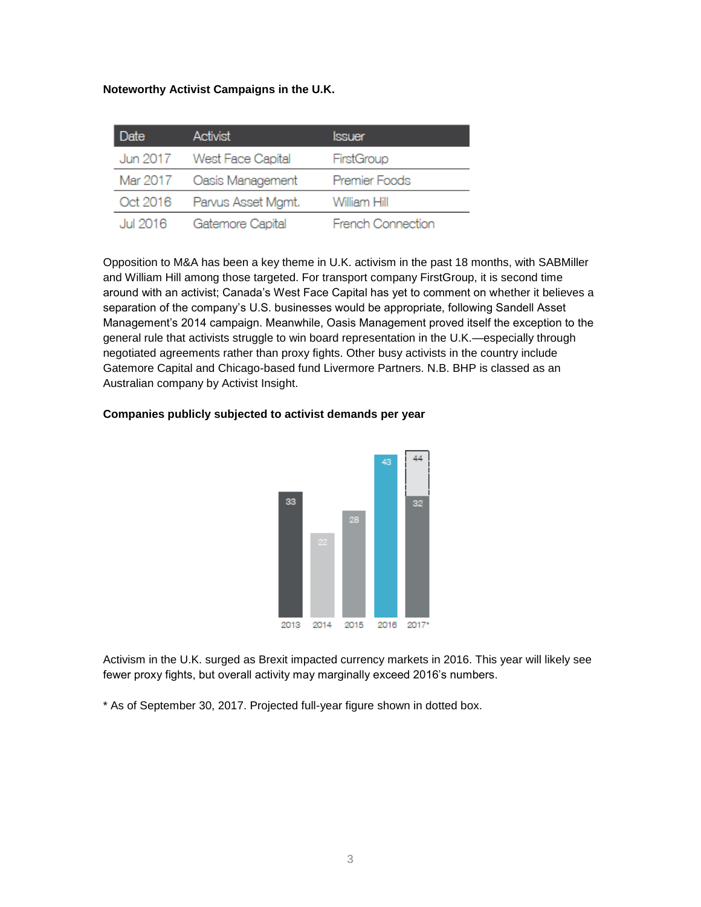**Noteworthy Activist Campaigns in the U.K.**

| Date | Activist | Issuer |
|---|---|---|
| Jun 2017 | West Face Capital | FirstGroup |
| Mar 2017 | Oasis Management | Premier Foods |
| Oct 2016 | Parvus Asset Mgmt. | William Hill |
| Jul 2016 | Gatemore Capital | French Connection |

Opposition to M&A has been a key theme in U.K. activism in the past 18 months, with SABMiller and William Hill among those targeted. For transport company FirstGroup, it is second time around with an activist; Canada's West Face Capital has yet to comment on whether it believes a separation of the company's U.S. businesses would be appropriate, following Sandell Asset Management's 2014 campaign. Meanwhile, Oasis Management proved itself the exception to the general rule that activists struggle to win board representation in the U.K.—especially through negotiated agreements rather than proxy fights. Other busy activists in the country include Gatemore Capital and Chicago-based fund Livermore Partners. N.B. BHP is classed as an Australian company by Activist Insight.

**Companies publicly subjected to activist demands per year**

Activism in the U.K. surged as Brexit impacted currency markets in 2016. This year will likely see fewer proxy fights, but overall activity may marginally exceed 2016's numbers.

* As of September 30, 2017. Projected full-year figure shown in dotted box.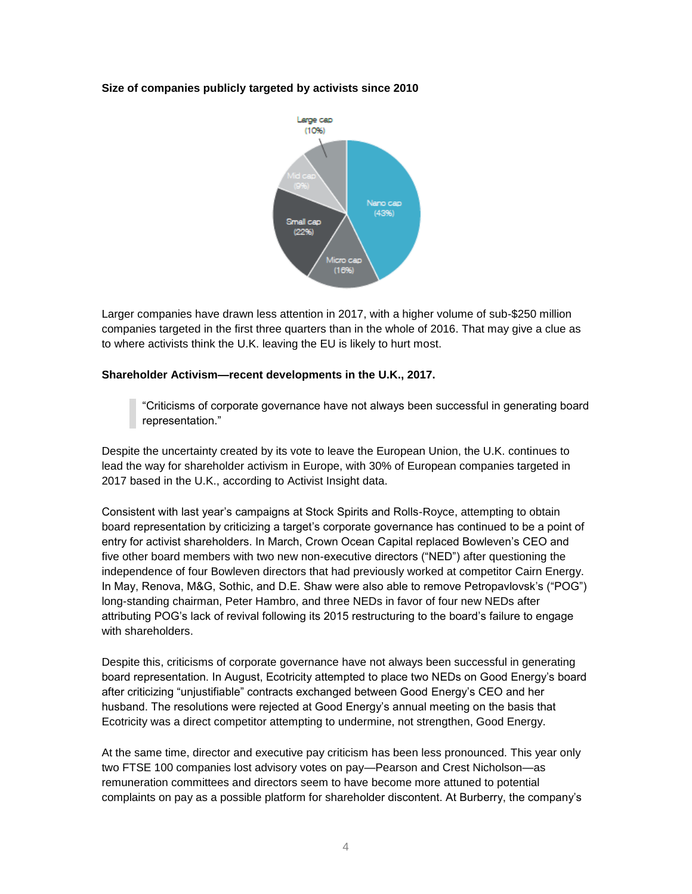**Size of companies publicly targeted by activists since 2010**

Large cap (10%)
Mid cap (9%)
Small cap (22%)
Micro cap (16%)
Nano cap (43%)

Larger companies have drawn less attention in 2017, with a higher volume of sub-$250 million companies targeted in the first three quarters than in the whole of 2016. That may give a clue as to where activists think the U.K. leaving the EU is likely to hurt most.

**Shareholder Activism—recent developments in the U.K., 2017.**

> "Criticisms of corporate governance have not always been successful in generating board representation."

Despite the uncertainty created by its vote to leave the European Union, the U.K. continues to lead the way for shareholder activism in Europe, with 30% of European companies targeted in 2017 based in the U.K., according to Activist Insight data.

Consistent with last year's campaigns at Stock Spirits and Rolls-Royce, attempting to obtain board representation by criticizing a target's corporate governance has continued to be a point of entry for activist shareholders. In March, Crown Ocean Capital replaced Bowleven's CEO and five other board members with two new non-executive directors ("NED") after questioning the independence of four Bowleven directors that had previously worked at competitor Cairn Energy. In May, Renova, M&G, Sothic, and D.E. Shaw were also able to remove Petropavlovsk's ("POG") long-standing chairman, Peter Hambro, and three NEDs in favor of four new NEDs after attributing POG's lack of revival following its 2015 restructuring to the board's failure to engage with shareholders.

Despite this, criticisms of corporate governance have not always been successful in generating board representation. In August, Ecotricity attempted to place two NEDs on Good Energy's board after criticizing "unjustifiable" contracts exchanged between Good Energy's CEO and her husband. The resolutions were rejected at Good Energy's annual meeting on the basis that Ecotricity was a direct competitor attempting to undermine, not strengthen, Good Energy.

At the same time, director and executive pay criticism has been less pronounced. This year only two FTSE 100 companies lost advisory votes on pay—Pearson and Crest Nicholson—as remuneration committees and directors seem to have become more attuned to potential complaints on pay as a possible platform for shareholder discontent. At Burberry, the company's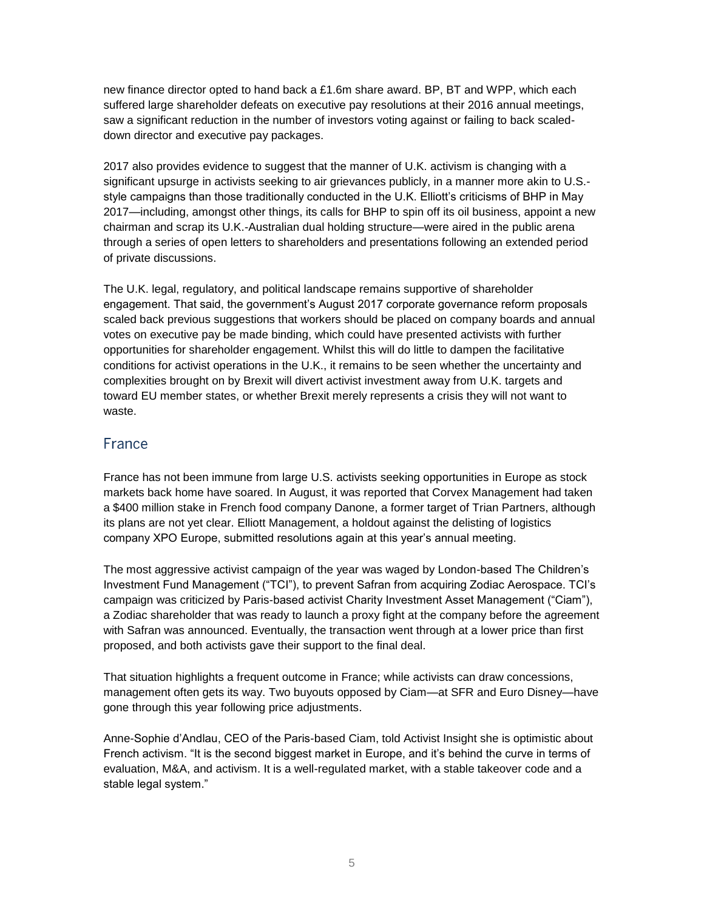new finance director opted to hand back a £1.6m share award. BP, BT and WPP, which each suffered large shareholder defeats on executive pay resolutions at their 2016 annual meetings, saw a significant reduction in the number of investors voting against or failing to back scaled-down director and executive pay packages.

2017 also provides evidence to suggest that the manner of U.K. activism is changing with a significant upsurge in activists seeking to air grievances publicly, in a manner more akin to U.S.-style campaigns than those traditionally conducted in the U.K. Elliott's criticisms of BHP in May 2017—including, amongst other things, its calls for BHP to spin off its oil business, appoint a new chairman and scrap its U.K.-Australian dual holding structure—were aired in the public arena through a series of open letters to shareholders and presentations following an extended period of private discussions.

The U.K. legal, regulatory, and political landscape remains supportive of shareholder engagement. That said, the government's August 2017 corporate governance reform proposals scaled back previous suggestions that workers should be placed on company boards and annual votes on executive pay be made binding, which could have presented activists with further opportunities for shareholder engagement. Whilst this will do little to dampen the facilitative conditions for activist operations in the U.K., it remains to be seen whether the uncertainty and complexities brought on by Brexit will divert activist investment away from U.K. targets and toward EU member states, or whether Brexit merely represents a crisis they will not want to waste.

## France

France has not been immune from large U.S. activists seeking opportunities in Europe as stock markets back home have soared. In August, it was reported that Corvex Management had taken a $400 million stake in French food company Danone, a former target of Trian Partners, although its plans are not yet clear. Elliott Management, a holdout against the delisting of logistics company XPO Europe, submitted resolutions again at this year's annual meeting.

The most aggressive activist campaign of the year was waged by London-based The Children's Investment Fund Management ("TCI"), to prevent Safran from acquiring Zodiac Aerospace. TCI's campaign was criticized by Paris-based activist Charity Investment Asset Management ("Ciam"), a Zodiac shareholder that was ready to launch a proxy fight at the company before the agreement with Safran was announced. Eventually, the transaction went through at a lower price than first proposed, and both activists gave their support to the final deal.

That situation highlights a frequent outcome in France; while activists can draw concessions, management often gets its way. Two buyouts opposed by Ciam—at SFR and Euro Disney—have gone through this year following price adjustments.

Anne-Sophie d'Andlau, CEO of the Paris-based Ciam, told Activist Insight she is optimistic about French activism. "It is the second biggest market in Europe, and it's behind the curve in terms of evaluation, M&A, and activism. It is a well-regulated market, with a stable takeover code and a stable legal system."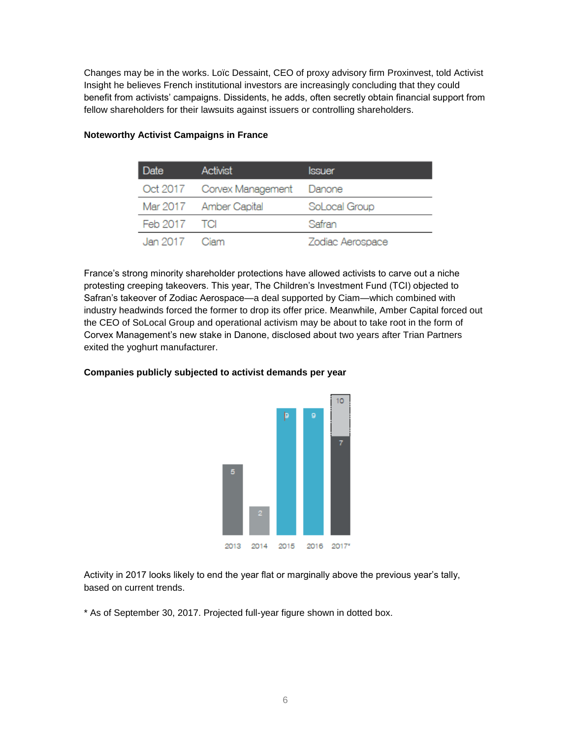Changes may be in the works. Loïc Dessaint, CEO of proxy advisory firm Proxinvest, told Activist Insight he believes French institutional investors are increasingly concluding that they could benefit from activists' campaigns. Dissidents, he adds, often secretly obtain financial support from fellow shareholders for their lawsuits against issuers or controlling shareholders.

**Noteworthy Activist Campaigns in France**

| Date | Activist | Issuer |
|---|---|---|
| Oct 2017 | Corvex Management | Danone |
| Mar 2017 | Amber Capital | SoLocal Group |
| Feb 2017 | TCI | Safran |
| Jan 2017 | Ciam | Zodiac Aerospace |

France's strong minority shareholder protections have allowed activists to carve out a niche protesting creeping takeovers. This year, The Children's Investment Fund (TCI) objected to Safran's takeover of Zodiac Aerospace—a deal supported by Ciam—which combined with industry headwinds forced the former to drop its offer price. Meanwhile, Amber Capital forced out the CEO of SoLocal Group and operational activism may be about to take root in the form of Corvex Management's new stake in Danone, disclosed about two years after Trian Partners exited the yoghurt manufacturer.

**Companies publicly subjected to activist demands per year**

| Year | Companies |
|---|---|
| 2013 | 5 |
| 2014 | 2 |
| 2015 | 9 |
| 2016 | 9 |
| 2017* | 7 (projected: 10) |

Activity in 2017 looks likely to end the year flat or marginally above the previous year's tally, based on current trends.

* As of September 30, 2017. Projected full-year figure shown in dotted box.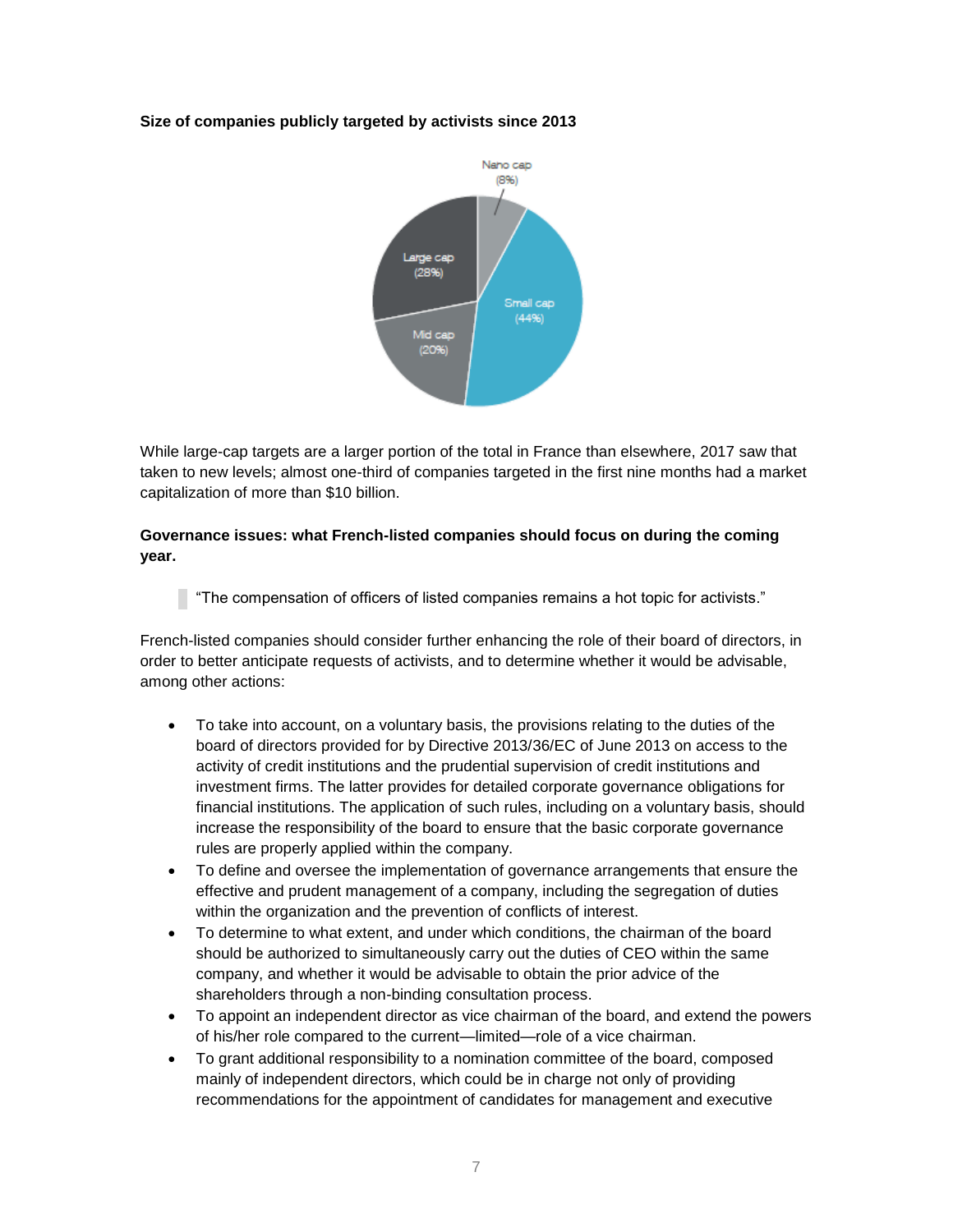**Size of companies publicly targeted by activists since 2013**

Nano cap (8%)

Large cap (28%)

Small cap (44%)

Mid cap (20%)

While large-cap targets are a larger portion of the total in France than elsewhere, 2017 saw that taken to new levels; almost one-third of companies targeted in the first nine months had a market capitalization of more than $10 billion.

**Governance issues: what French-listed companies should focus on during the coming year.**

> "The compensation of officers of listed companies remains a hot topic for activists."

French-listed companies should consider further enhancing the role of their board of directors, in order to better anticipate requests of activists, and to determine whether it would be advisable, among other actions:

- To take into account, on a voluntary basis, the provisions relating to the duties of the board of directors provided for by Directive 2013/36/EC of June 2013 on access to the activity of credit institutions and the prudential supervision of credit institutions and investment firms. The latter provides for detailed corporate governance obligations for financial institutions. The application of such rules, including on a voluntary basis, should increase the responsibility of the board to ensure that the basic corporate governance rules are properly applied within the company.
- To define and oversee the implementation of governance arrangements that ensure the effective and prudent management of a company, including the segregation of duties within the organization and the prevention of conflicts of interest.
- To determine to what extent, and under which conditions, the chairman of the board should be authorized to simultaneously carry out the duties of CEO within the same company, and whether it would be advisable to obtain the prior advice of the shareholders through a non-binding consultation process.
- To appoint an independent director as vice chairman of the board, and extend the powers of his/her role compared to the current—limited—role of a vice chairman.
- To grant additional responsibility to a nomination committee of the board, composed mainly of independent directors, which could be in charge not only of providing recommendations for the appointment of candidates for management and executive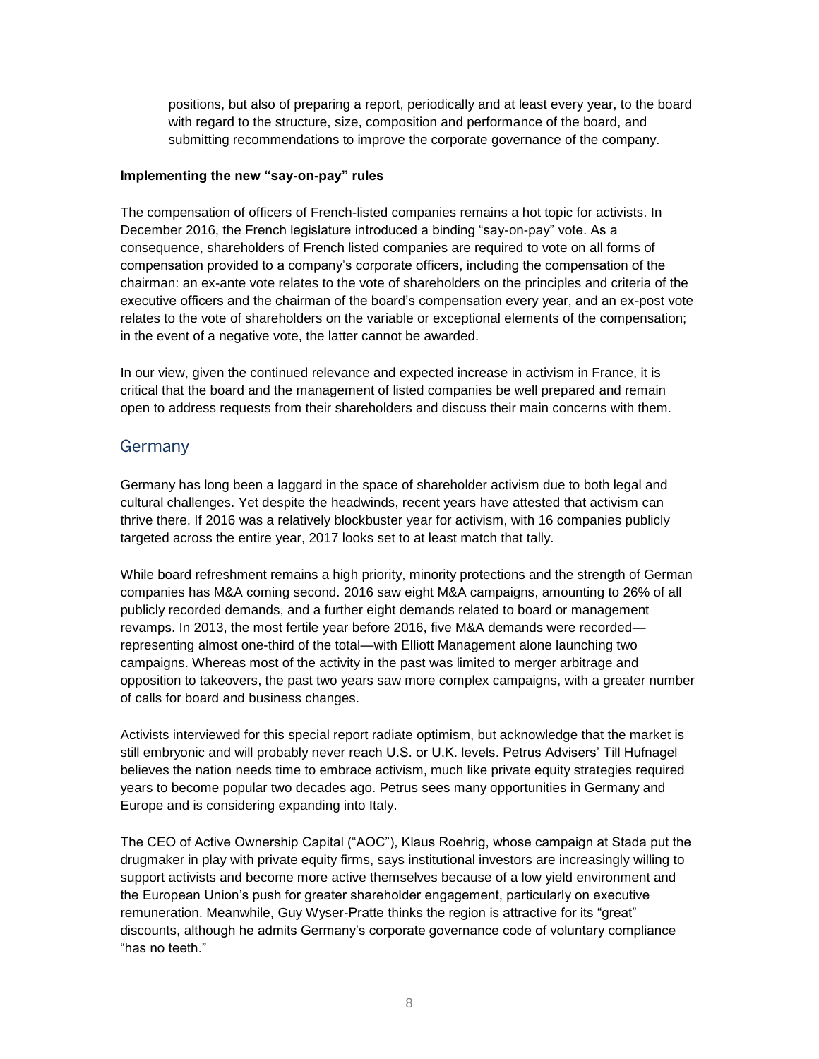positions, but also of preparing a report, periodically and at least every year, to the board with regard to the structure, size, composition and performance of the board, and submitting recommendations to improve the corporate governance of the company.

**Implementing the new "say-on-pay" rules**

The compensation of officers of French-listed companies remains a hot topic for activists. In December 2016, the French legislature introduced a binding "say-on-pay" vote. As a consequence, shareholders of French listed companies are required to vote on all forms of compensation provided to a company's corporate officers, including the compensation of the chairman: an ex-ante vote relates to the vote of shareholders on the principles and criteria of the executive officers and the chairman of the board's compensation every year, and an ex-post vote relates to the vote of shareholders on the variable or exceptional elements of the compensation; in the event of a negative vote, the latter cannot be awarded.

In our view, given the continued relevance and expected increase in activism in France, it is critical that the board and the management of listed companies be well prepared and remain open to address requests from their shareholders and discuss their main concerns with them.

## Germany

Germany has long been a laggard in the space of shareholder activism due to both legal and cultural challenges. Yet despite the headwinds, recent years have attested that activism can thrive there. If 2016 was a relatively blockbuster year for activism, with 16 companies publicly targeted across the entire year, 2017 looks set to at least match that tally.

While board refreshment remains a high priority, minority protections and the strength of German companies has M&A coming second. 2016 saw eight M&A campaigns, amounting to 26% of all publicly recorded demands, and a further eight demands related to board or management revamps. In 2013, the most fertile year before 2016, five M&A demands were recorded—representing almost one-third of the total—with Elliott Management alone launching two campaigns. Whereas most of the activity in the past was limited to merger arbitrage and opposition to takeovers, the past two years saw more complex campaigns, with a greater number of calls for board and business changes.

Activists interviewed for this special report radiate optimism, but acknowledge that the market is still embryonic and will probably never reach U.S. or U.K. levels. Petrus Advisers' Till Hufnagel believes the nation needs time to embrace activism, much like private equity strategies required years to become popular two decades ago. Petrus sees many opportunities in Germany and Europe and is considering expanding into Italy.

The CEO of Active Ownership Capital ("AOC"), Klaus Roehrig, whose campaign at Stada put the drugmaker in play with private equity firms, says institutional investors are increasingly willing to support activists and become more active themselves because of a low yield environment and the European Union's push for greater shareholder engagement, particularly on executive remuneration. Meanwhile, Guy Wyser-Pratte thinks the region is attractive for its "great" discounts, although he admits Germany's corporate governance code of voluntary compliance "has no teeth."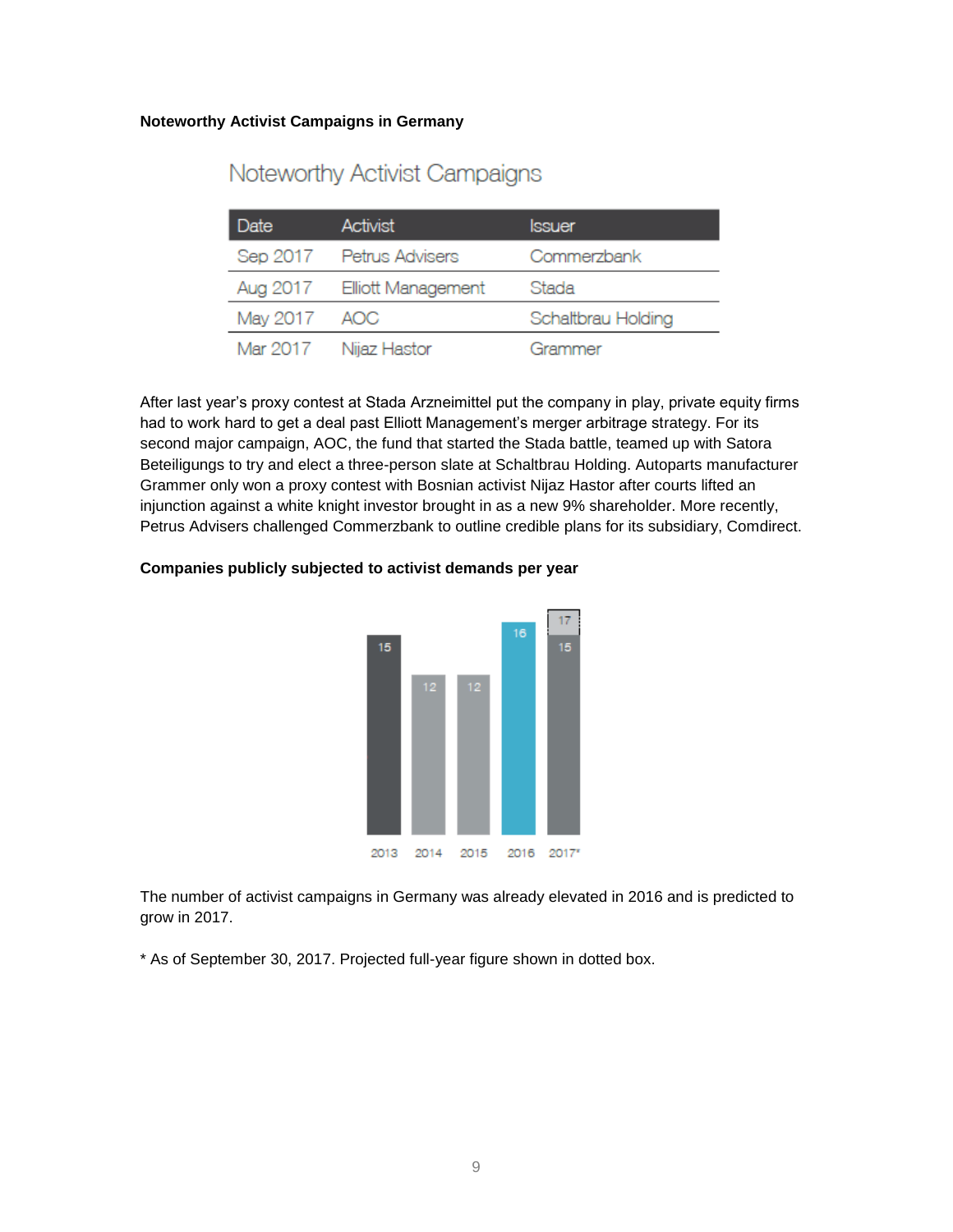**Noteworthy Activist Campaigns in Germany**

Noteworthy Activist Campaigns

| Date | Activist | Issuer |
| --- | --- | --- |
| Sep 2017 | Petrus Advisers | Commerzbank |
| Aug 2017 | Elliott Management | Stada |
| May 2017 | AOC | Schaltbrau Holding |
| Mar 2017 | Nijaz Hastor | Grammer |

After last year's proxy contest at Stada Arzneimittel put the company in play, private equity firms had to work hard to get a deal past Elliott Management's merger arbitrage strategy. For its second major campaign, AOC, the fund that started the Stada battle, teamed up with Satora Beteiligungs to try and elect a three-person slate at Schaltbrau Holding. Autoparts manufacturer Grammer only won a proxy contest with Bosnian activist Nijaz Hastor after courts lifted an injunction against a white knight investor brought in as a new 9% shareholder. More recently, Petrus Advisers challenged Commerzbank to outline credible plans for its subsidiary, Comdirect.

**Companies publicly subjected to activist demands per year**

| Year | Companies |
| --- | --- |
| 2013 | 15 |
| 2014 | 12 |
| 2015 | 12 |
| 2016 | 16 |
| 2017* | 15 (17 projected) |

The number of activist campaigns in Germany was already elevated in 2016 and is predicted to grow in 2017.

* As of September 30, 2017. Projected full-year figure shown in dotted box.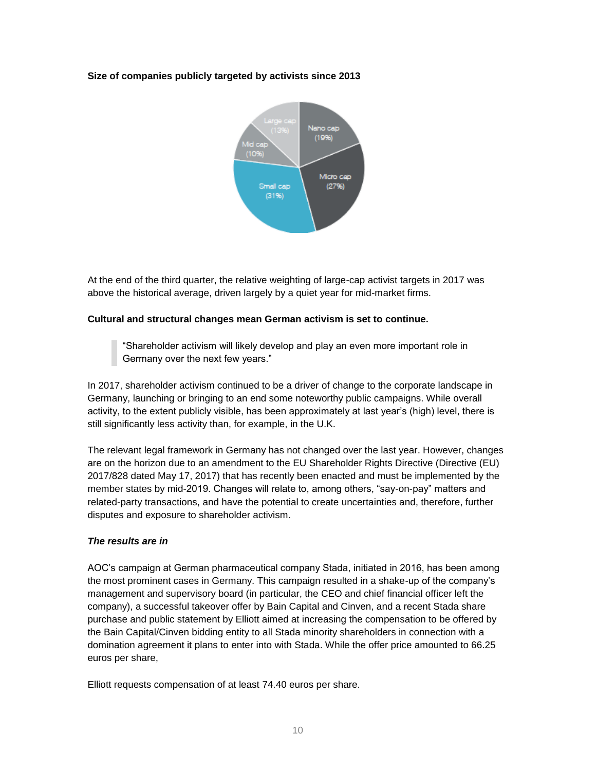**Size of companies publicly targeted by activists since 2013**

At the end of the third quarter, the relative weighting of large-cap activist targets in 2017 was above the historical average, driven largely by a quiet year for mid-market firms.

**Cultural and structural changes mean German activism is set to continue.**

> "Shareholder activism will likely develop and play an even more important role in Germany over the next few years."

In 2017, shareholder activism continued to be a driver of change to the corporate landscape in Germany, launching or bringing to an end some noteworthy public campaigns. While overall activity, to the extent publicly visible, has been approximately at last year's (high) level, there is still significantly less activity than, for example, in the U.K.

The relevant legal framework in Germany has not changed over the last year. However, changes are on the horizon due to an amendment to the EU Shareholder Rights Directive (Directive (EU) 2017/828 dated May 17, 2017) that has recently been enacted and must be implemented by the member states by mid-2019. Changes will relate to, among others, "say-on-pay" matters and related-party transactions, and have the potential to create uncertainties and, therefore, further disputes and exposure to shareholder activism.

***The results are in***

AOC's campaign at German pharmaceutical company Stada, initiated in 2016, has been among the most prominent cases in Germany. This campaign resulted in a shake-up of the company's management and supervisory board (in particular, the CEO and chief financial officer left the company), a successful takeover offer by Bain Capital and Cinven, and a recent Stada share purchase and public statement by Elliott aimed at increasing the compensation to be offered by the Bain Capital/Cinven bidding entity to all Stada minority shareholders in connection with a domination agreement it plans to enter into with Stada. While the offer price amounted to 66.25 euros per share,

Elliott requests compensation of at least 74.40 euros per share.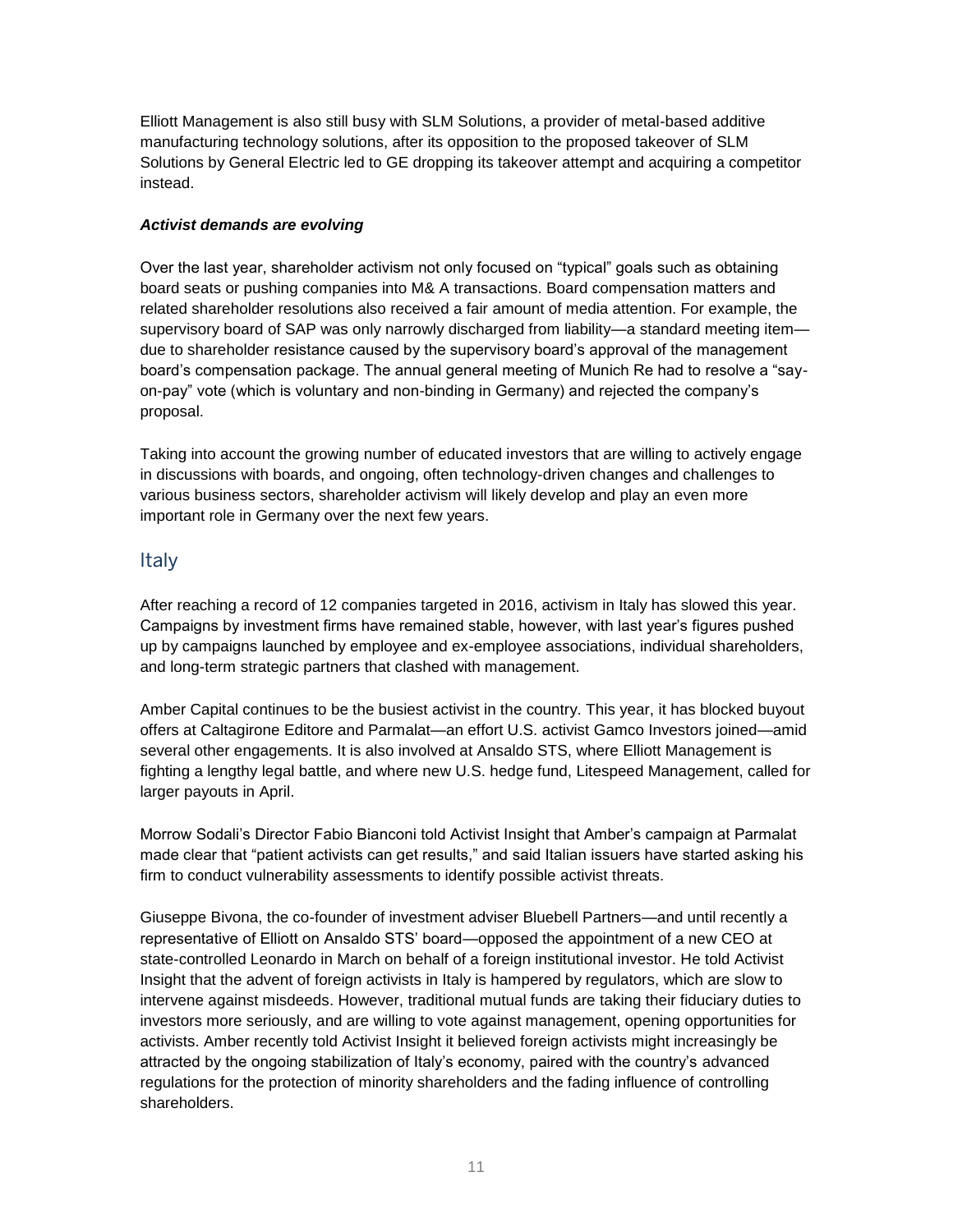Elliott Management is also still busy with SLM Solutions, a provider of metal-based additive manufacturing technology solutions, after its opposition to the proposed takeover of SLM Solutions by General Electric led to GE dropping its takeover attempt and acquiring a competitor instead.

***Activist demands are evolving***

Over the last year, shareholder activism not only focused on “typical” goals such as obtaining board seats or pushing companies into M& A transactions. Board compensation matters and related shareholder resolutions also received a fair amount of media attention. For example, the supervisory board of SAP was only narrowly discharged from liability—a standard meeting item—due to shareholder resistance caused by the supervisory board’s approval of the management board’s compensation package. The annual general meeting of Munich Re had to resolve a “say-on-pay” vote (which is voluntary and non-binding in Germany) and rejected the company’s proposal.

Taking into account the growing number of educated investors that are willing to actively engage in discussions with boards, and ongoing, often technology-driven changes and challenges to various business sectors, shareholder activism will likely develop and play an even more important role in Germany over the next few years.

## Italy

After reaching a record of 12 companies targeted in 2016, activism in Italy has slowed this year. Campaigns by investment firms have remained stable, however, with last year’s figures pushed up by campaigns launched by employee and ex-employee associations, individual shareholders, and long-term strategic partners that clashed with management.

Amber Capital continues to be the busiest activist in the country. This year, it has blocked buyout offers at Caltagirone Editore and Parmalat—an effort U.S. activist Gamco Investors joined—amid several other engagements. It is also involved at Ansaldo STS, where Elliott Management is fighting a lengthy legal battle, and where new U.S. hedge fund, Litespeed Management, called for larger payouts in April.

Morrow Sodali’s Director Fabio Bianconi told Activist Insight that Amber’s campaign at Parmalat made clear that “patient activists can get results,” and said Italian issuers have started asking his firm to conduct vulnerability assessments to identify possible activist threats.

Giuseppe Bivona, the co-founder of investment adviser Bluebell Partners—and until recently a representative of Elliott on Ansaldo STS’ board—opposed the appointment of a new CEO at state-controlled Leonardo in March on behalf of a foreign institutional investor. He told Activist Insight that the advent of foreign activists in Italy is hampered by regulators, which are slow to intervene against misdeeds. However, traditional mutual funds are taking their fiduciary duties to investors more seriously, and are willing to vote against management, opening opportunities for activists. Amber recently told Activist Insight it believed foreign activists might increasingly be attracted by the ongoing stabilization of Italy’s economy, paired with the country’s advanced regulations for the protection of minority shareholders and the fading influence of controlling shareholders.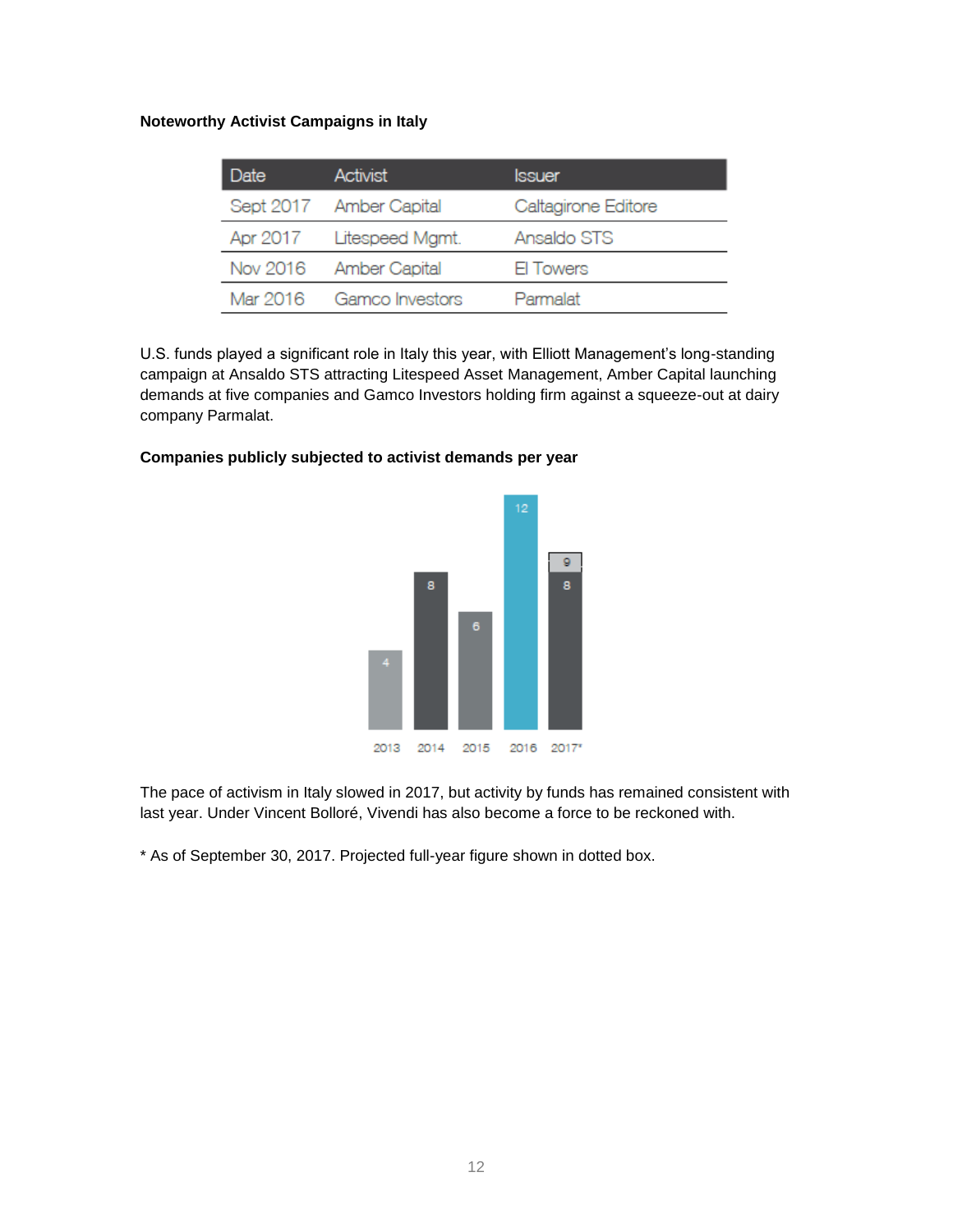**Noteworthy Activist Campaigns in Italy**

| Date | Activist | Issuer |
|---|---|---|
| Sept 2017 | Amber Capital | Caltagirone Editore |
| Apr 2017 | Litespeed Mgmt. | Ansaldo STS |
| Nov 2016 | Amber Capital | El Towers |
| Mar 2016 | Gamco Investors | Parmalat |

U.S. funds played a significant role in Italy this year, with Elliott Management's long-standing campaign at Ansaldo STS attracting Litespeed Asset Management, Amber Capital launching demands at five companies and Gamco Investors holding firm against a squeeze-out at dairy company Parmalat.

**Companies publicly subjected to activist demands per year**

| Year | Companies |
|---|---|
| 2013 | 4 |
| 2014 | 8 |
| 2015 | 6 |
| 2016 | 12 |
| 2017* | 8 (9 projected) |

The pace of activism in Italy slowed in 2017, but activity by funds has remained consistent with last year. Under Vincent Bolloré, Vivendi has also become a force to be reckoned with.

* As of September 30, 2017. Projected full-year figure shown in dotted box.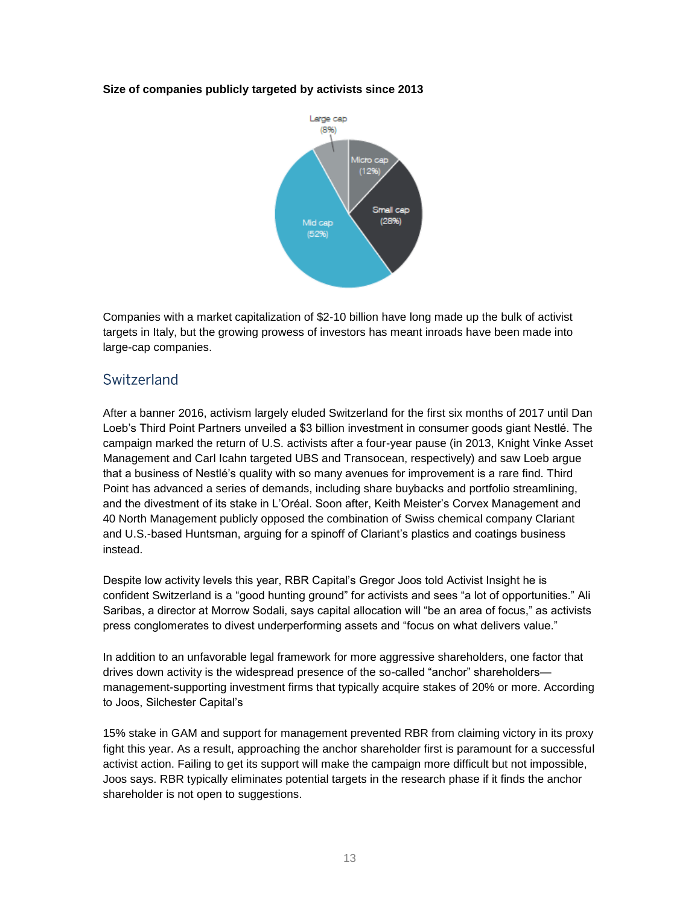**Size of companies publicly targeted by activists since 2013**

Large cap (8%)

Micro cap (12%)

Small cap (28%)

Mid cap (52%)

Companies with a market capitalization of $2-10 billion have long made up the bulk of activist targets in Italy, but the growing prowess of investors has meant inroads have been made into large-cap companies.

## Switzerland

After a banner 2016, activism largely eluded Switzerland for the first six months of 2017 until Dan Loeb's Third Point Partners unveiled a $3 billion investment in consumer goods giant Nestlé. The campaign marked the return of U.S. activists after a four-year pause (in 2013, Knight Vinke Asset Management and Carl Icahn targeted UBS and Transocean, respectively) and saw Loeb argue that a business of Nestlé's quality with so many avenues for improvement is a rare find. Third Point has advanced a series of demands, including share buybacks and portfolio streamlining, and the divestment of its stake in L'Oréal. Soon after, Keith Meister's Corvex Management and 40 North Management publicly opposed the combination of Swiss chemical company Clariant and U.S.-based Huntsman, arguing for a spinoff of Clariant's plastics and coatings business instead.

Despite low activity levels this year, RBR Capital's Gregor Joos told Activist Insight he is confident Switzerland is a "good hunting ground" for activists and sees "a lot of opportunities." Ali Saribas, a director at Morrow Sodali, says capital allocation will "be an area of focus," as activists press conglomerates to divest underperforming assets and "focus on what delivers value."

In addition to an unfavorable legal framework for more aggressive shareholders, one factor that drives down activity is the widespread presence of the so-called "anchor" shareholders—management-supporting investment firms that typically acquire stakes of 20% or more. According to Joos, Silchester Capital's

15% stake in GAM and support for management prevented RBR from claiming victory in its proxy fight this year. As a result, approaching the anchor shareholder first is paramount for a successful activist action. Failing to get its support will make the campaign more difficult but not impossible, Joos says. RBR typically eliminates potential targets in the research phase if it finds the anchor shareholder is not open to suggestions.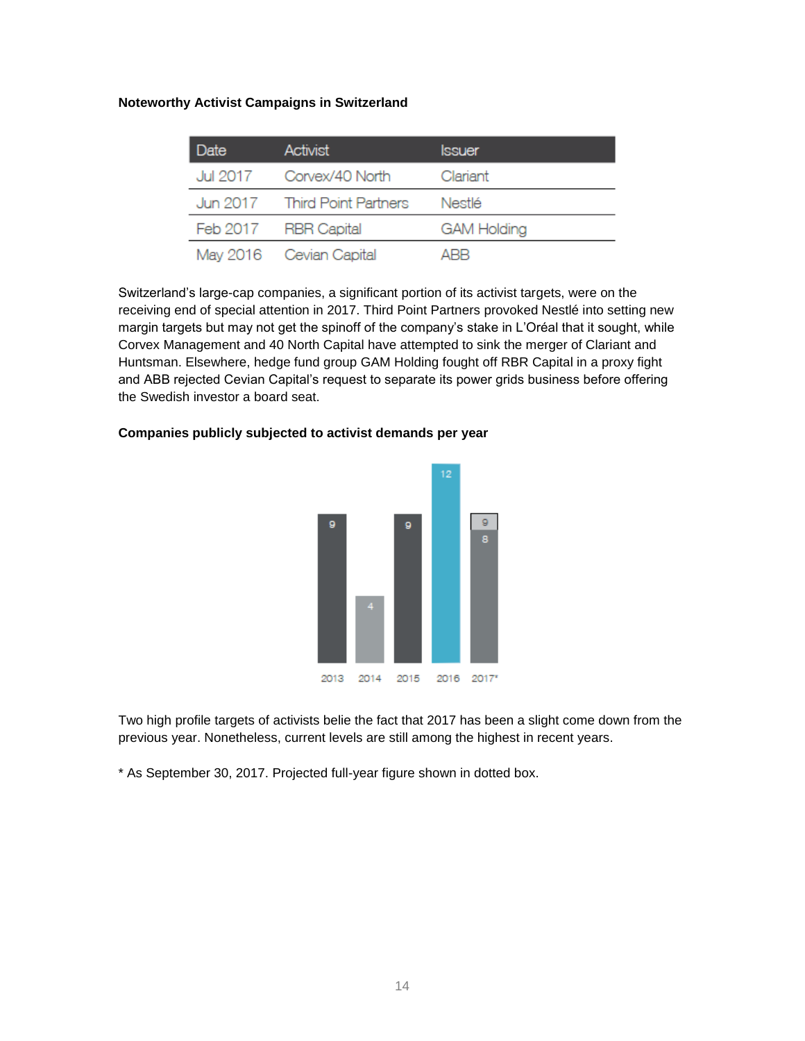**Noteworthy Activist Campaigns in Switzerland**

| Date | Activist | Issuer |
|---|---|---|
| Jul 2017 | Corvex/40 North | Clariant |
| Jun 2017 | Third Point Partners | Nestlé |
| Feb 2017 | RBR Capital | GAM Holding |
| May 2016 | Cevian Capital | ABB |

Switzerland's large-cap companies, a significant portion of its activist targets, were on the receiving end of special attention in 2017. Third Point Partners provoked Nestlé into setting new margin targets but may not get the spinoff of the company's stake in L'Oréal that it sought, while Corvex Management and 40 North Capital have attempted to sink the merger of Clariant and Huntsman. Elsewhere, hedge fund group GAM Holding fought off RBR Capital in a proxy fight and ABB rejected Cevian Capital's request to separate its power grids business before offering the Swedish investor a board seat.

**Companies publicly subjected to activist demands per year**

| 2013 | 2014 | 2015 | 2016 | 2017* |
|---|---|---|---|---|
| 9 | 4 | 9 | 12 | 8 (9) |

Two high profile targets of activists belie the fact that 2017 has been a slight come down from the previous year. Nonetheless, current levels are still among the highest in recent years.

\* As September 30, 2017. Projected full-year figure shown in dotted box.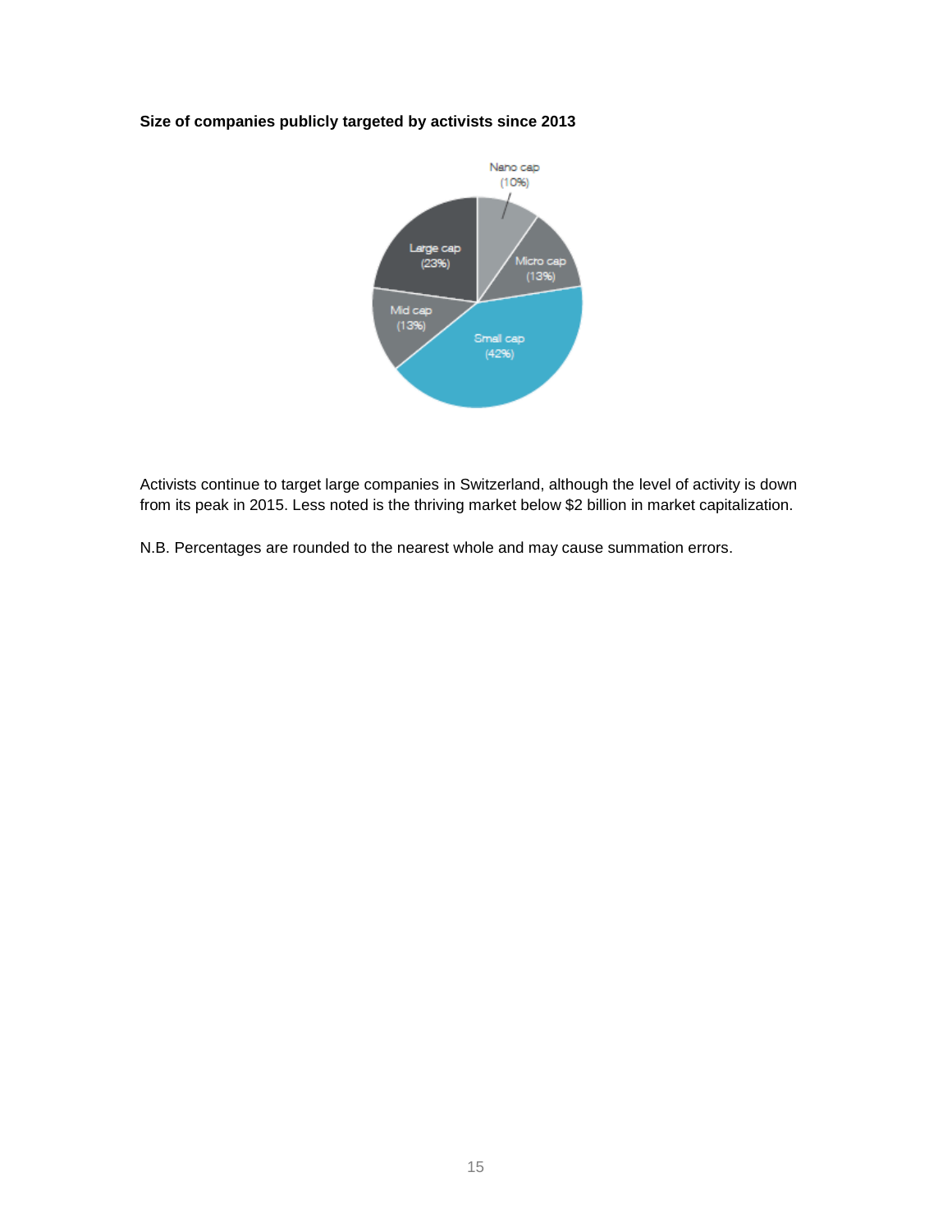**Size of companies publicly targeted by activists since 2013**

Nano cap
(10%)

Large cap
(23%)

Micro cap
(13%)

Mid cap
(13%)

Small cap
(42%)

Activists continue to target large companies in Switzerland, although the level of activity is down from its peak in 2015. Less noted is the thriving market below $2 billion in market capitalization.

N.B. Percentages are rounded to the nearest whole and may cause summation errors.